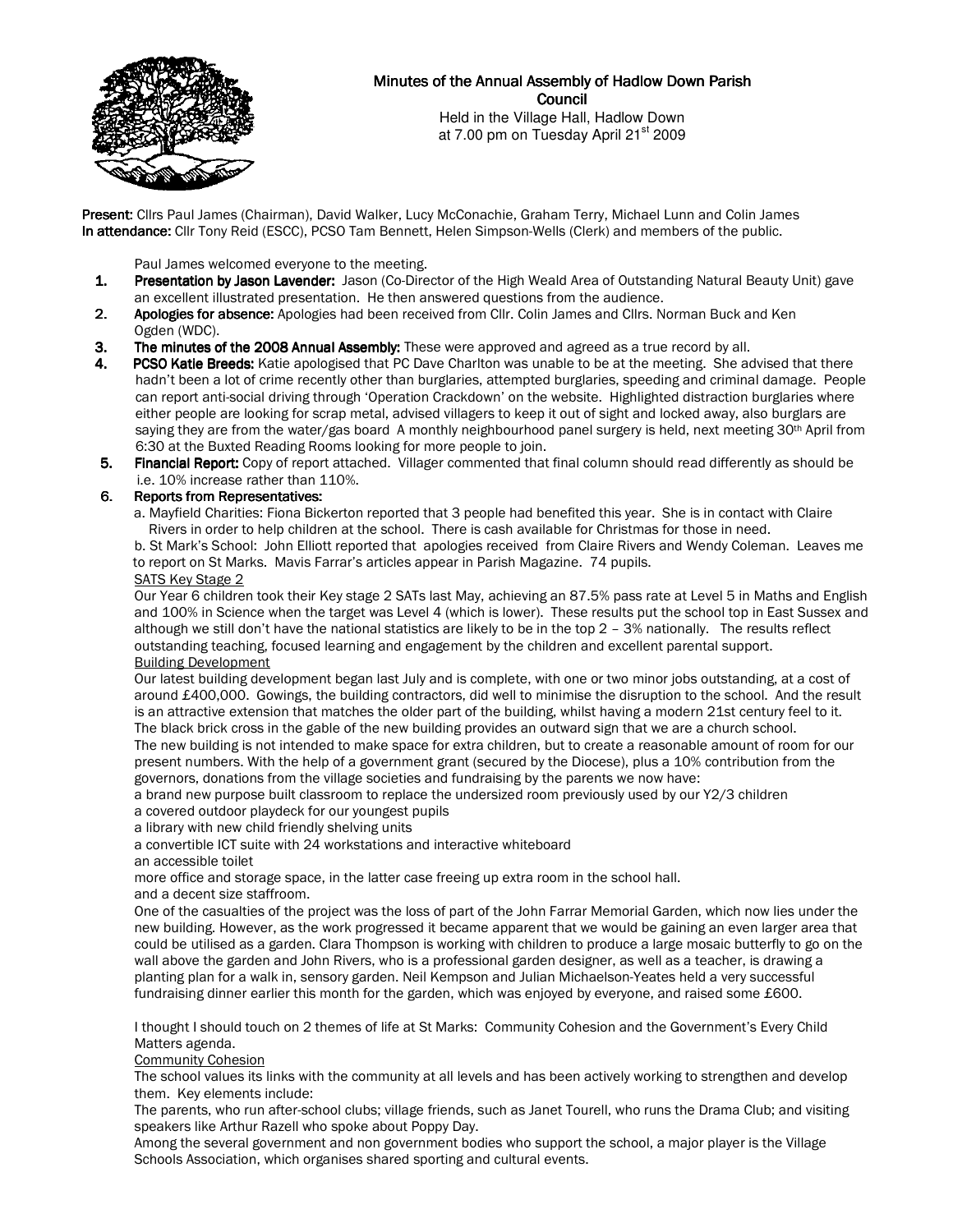# Minutes of the Annual Assembly of Hadlow Down Parish Council

Held in the Village Hall, Hadlow Down
at 7.00 pm on Tuesday April 21st 2009

**Present:** Cllrs Paul James (Chairman), David Walker, Lucy McConachie, Graham Terry, Michael Lunn and Colin James
**In attendance:** Cllr Tony Reid (ESCC), PCSO Tam Bennett, Helen Simpson-Wells (Clerk) and members of the public.

Paul James welcomed everyone to the meeting.

1. **Presentation by Jason Lavender:** Jason (Co-Director of the High Weald Area of Outstanding Natural Beauty Unit) gave an excellent illustrated presentation. He then answered questions from the audience.
2. **Apologies for absence:** Apologies had been received from Cllr. Colin James and Cllrs. Norman Buck and Ken Ogden (WDC).
3. **The minutes of the 2008 Annual Assembly:** These were approved and agreed as a true record by all.
4. **PCSO Katie Breeds:** Katie apologised that PC Dave Charlton was unable to be at the meeting. She advised that there hadn't been a lot of crime recently other than burglaries, attempted burglaries, speeding and criminal damage. People can report anti-social driving through 'Operation Crackdown' on the website. Highlighted distraction burglaries where either people are looking for scrap metal, advised villagers to keep it out of sight and locked away, also burglars are saying they are from the water/gas board A monthly neighbourhood panel surgery is held, next meeting 30th April from 6:30 at the Buxted Reading Rooms looking for more people to join.
5. **Financial Report:** Copy of report attached. Villager commented that final column should read differently as should be i.e. 10% increase rather than 110%.
6. **Reports from Representatives:**

   a. Mayfield Charities: Fiona Bickerton reported that 3 people had benefited this year. She is in contact with Claire Rivers in order to help children at the school. There is cash available for Christmas for those in need.

   b. St Mark's School: John Elliott reported that apologies received from Claire Rivers and Wendy Coleman. Leaves me to report on St Marks. Mavis Farrar's articles appear in Parish Magazine. 74 pupils.

   SATS Key Stage 2

   Our Year 6 children took their Key stage 2 SATs last May, achieving an 87.5% pass rate at Level 5 in Maths and English and 100% in Science when the target was Level 4 (which is lower). These results put the school top in East Sussex and although we still don't have the national statistics are likely to be in the top 2 – 3% nationally. The results reflect outstanding teaching, focused learning and engagement by the children and excellent parental support.

   Building Development

   Our latest building development began last July and is complete, with one or two minor jobs outstanding, at a cost of around £400,000. Gowings, the building contractors, did well to minimise the disruption to the school. And the result is an attractive extension that matches the older part of the building, whilst having a modern 21st century feel to it. The black brick cross in the gable of the new building provides an outward sign that we are a church school.

   The new building is not intended to make space for extra children, but to create a reasonable amount of room for our present numbers. With the help of a government grant (secured by the Diocese), plus a 10% contribution from the governors, donations from the village societies and fundraising by the parents we now have:

   a brand new purpose built classroom to replace the undersized room previously used by our Y2/3 children
   a covered outdoor playdeck for our youngest pupils
   a library with new child friendly shelving units
   a convertible ICT suite with 24 workstations and interactive whiteboard
   an accessible toilet
   more office and storage space, in the latter case freeing up extra room in the school hall.
   and a decent size staffroom.

   One of the casualties of the project was the loss of part of the John Farrar Memorial Garden, which now lies under the new building. However, as the work progressed it became apparent that we would be gaining an even larger area that could be utilised as a garden. Clara Thompson is working with children to produce a large mosaic butterfly to go on the wall above the garden and John Rivers, who is a professional garden designer, as well as a teacher, is drawing a planting plan for a walk in, sensory garden. Neil Kempson and Julian Michaelson-Yeates held a very successful fundraising dinner earlier this month for the garden, which was enjoyed by everyone, and raised some £600.

   I thought I should touch on 2 themes of life at St Marks: Community Cohesion and the Government's Every Child Matters agenda.

   Community Cohesion

   The school values its links with the community at all levels and has been actively working to strengthen and develop them. Key elements include:

   The parents, who run after-school clubs; village friends, such as Janet Tourell, who runs the Drama Club; and visiting speakers like Arthur Razell who spoke about Poppy Day.

   Among the several government and non government bodies who support the school, a major player is the Village Schools Association, which organises shared sporting and cultural events.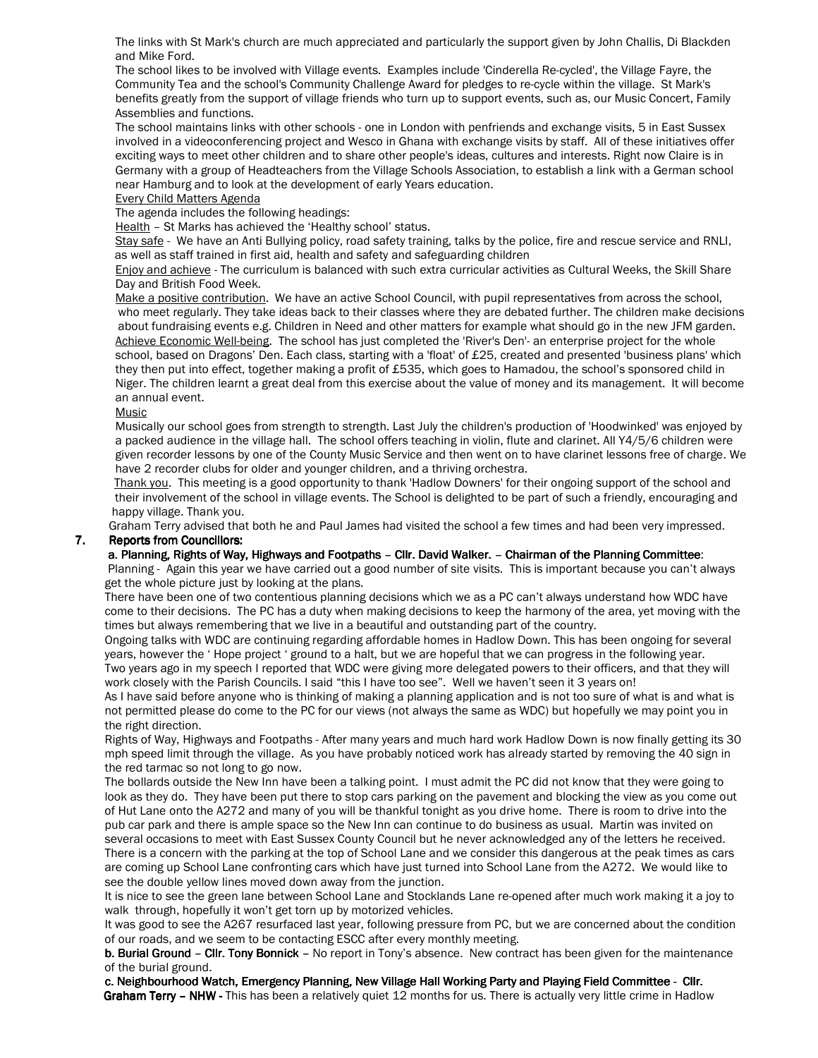The links with St Mark's church are much appreciated and particularly the support given by John Challis, Di Blackden and Mike Ford.

The school likes to be involved with Village events. Examples include 'Cinderella Re-cycled', the Village Fayre, the Community Tea and the school's Community Challenge Award for pledges to re-cycle within the village. St Mark's benefits greatly from the support of village friends who turn up to support events, such as, our Music Concert, Family Assemblies and functions.

The school maintains links with other schools - one in London with penfriends and exchange visits, 5 in East Sussex involved in a videoconferencing project and Wesco in Ghana with exchange visits by staff. All of these initiatives offer exciting ways to meet other children and to share other people's ideas, cultures and interests. Right now Claire is in Germany with a group of Headteachers from the Village Schools Association, to establish a link with a German school near Hamburg and to look at the development of early Years education.

Every Child Matters Agenda

The agenda includes the following headings:

Health – St Marks has achieved the 'Healthy school' status.

Stay safe - We have an Anti Bullying policy, road safety training, talks by the police, fire and rescue service and RNLI, as well as staff trained in first aid, health and safety and safeguarding children

Enjoy and achieve - The curriculum is balanced with such extra curricular activities as Cultural Weeks, the Skill Share Day and British Food Week.

Make a positive contribution. We have an active School Council, with pupil representatives from across the school, who meet regularly. They take ideas back to their classes where they are debated further. The children make decisions about fundraising events e.g. Children in Need and other matters for example what should go in the new JFM garden.

Achieve Economic Well-being. The school has just completed the 'River's Den'- an enterprise project for the whole school, based on Dragons' Den. Each class, starting with a 'float' of £25, created and presented 'business plans' which they then put into effect, together making a profit of £535, which goes to Hamadou, the school's sponsored child in Niger. The children learnt a great deal from this exercise about the value of money and its management. It will become an annual event.

Music

Musically our school goes from strength to strength. Last July the children's production of 'Hoodwinked' was enjoyed by a packed audience in the village hall. The school offers teaching in violin, flute and clarinet. All Y4/5/6 children were given recorder lessons by one of the County Music Service and then went on to have clarinet lessons free of charge. We have 2 recorder clubs for older and younger children, and a thriving orchestra.

Thank you. This meeting is a good opportunity to thank 'Hadlow Downers' for their ongoing support of the school and their involvement of the school in village events. The School is delighted to be part of such a friendly, encouraging and happy village. Thank you.

Graham Terry advised that both he and Paul James had visited the school a few times and had been very impressed.

## 7. Reports from Councillors:

**a. Planning, Rights of Way, Highways and Footpaths – Cllr. David Walker. – Chairman of the Planning Committee**:

Planning - Again this year we have carried out a good number of site visits. This is important because you can't always get the whole picture just by looking at the plans.

There have been one of two contentious planning decisions which we as a PC can't always understand how WDC have come to their decisions. The PC has a duty when making decisions to keep the harmony of the area, yet moving with the times but always remembering that we live in a beautiful and outstanding part of the country.

Ongoing talks with WDC are continuing regarding affordable homes in Hadlow Down. This has been ongoing for several years, however the ' Hope project ' ground to a halt, but we are hopeful that we can progress in the following year.

Two years ago in my speech I reported that WDC were giving more delegated powers to their officers, and that they will work closely with the Parish Councils. I said "this I have too see". Well we haven't seen it 3 years on!

As I have said before anyone who is thinking of making a planning application and is not too sure of what is and what is not permitted please do come to the PC for our views (not always the same as WDC) but hopefully we may point you in the right direction.

Rights of Way, Highways and Footpaths - After many years and much hard work Hadlow Down is now finally getting its 30 mph speed limit through the village. As you have probably noticed work has already started by removing the 40 sign in the red tarmac so not long to go now.

The bollards outside the New Inn have been a talking point. I must admit the PC did not know that they were going to look as they do. They have been put there to stop cars parking on the pavement and blocking the view as you come out of Hut Lane onto the A272 and many of you will be thankful tonight as you drive home. There is room to drive into the pub car park and there is ample space so the New Inn can continue to do business as usual. Martin was invited on several occasions to meet with East Sussex County Council but he never acknowledged any of the letters he received.

There is a concern with the parking at the top of School Lane and we consider this dangerous at the peak times as cars are coming up School Lane confronting cars which have just turned into School Lane from the A272. We would like to see the double yellow lines moved down away from the junction.

It is nice to see the green lane between School Lane and Stocklands Lane re-opened after much work making it a joy to walk through, hopefully it won't get torn up by motorized vehicles.

It was good to see the A267 resurfaced last year, following pressure from PC, but we are concerned about the condition of our roads, and we seem to be contacting ESCC after every monthly meeting.

**b. Burial Ground – Cllr. Tony Bonnick** – No report in Tony's absence. New contract has been given for the maintenance of the burial ground.

**c. Neighbourhood Watch, Emergency Planning, New Village Hall Working Party and Playing Field Committee - Cllr. Graham Terry – NHW -** This has been a relatively quiet 12 months for us. There is actually very little crime in Hadlow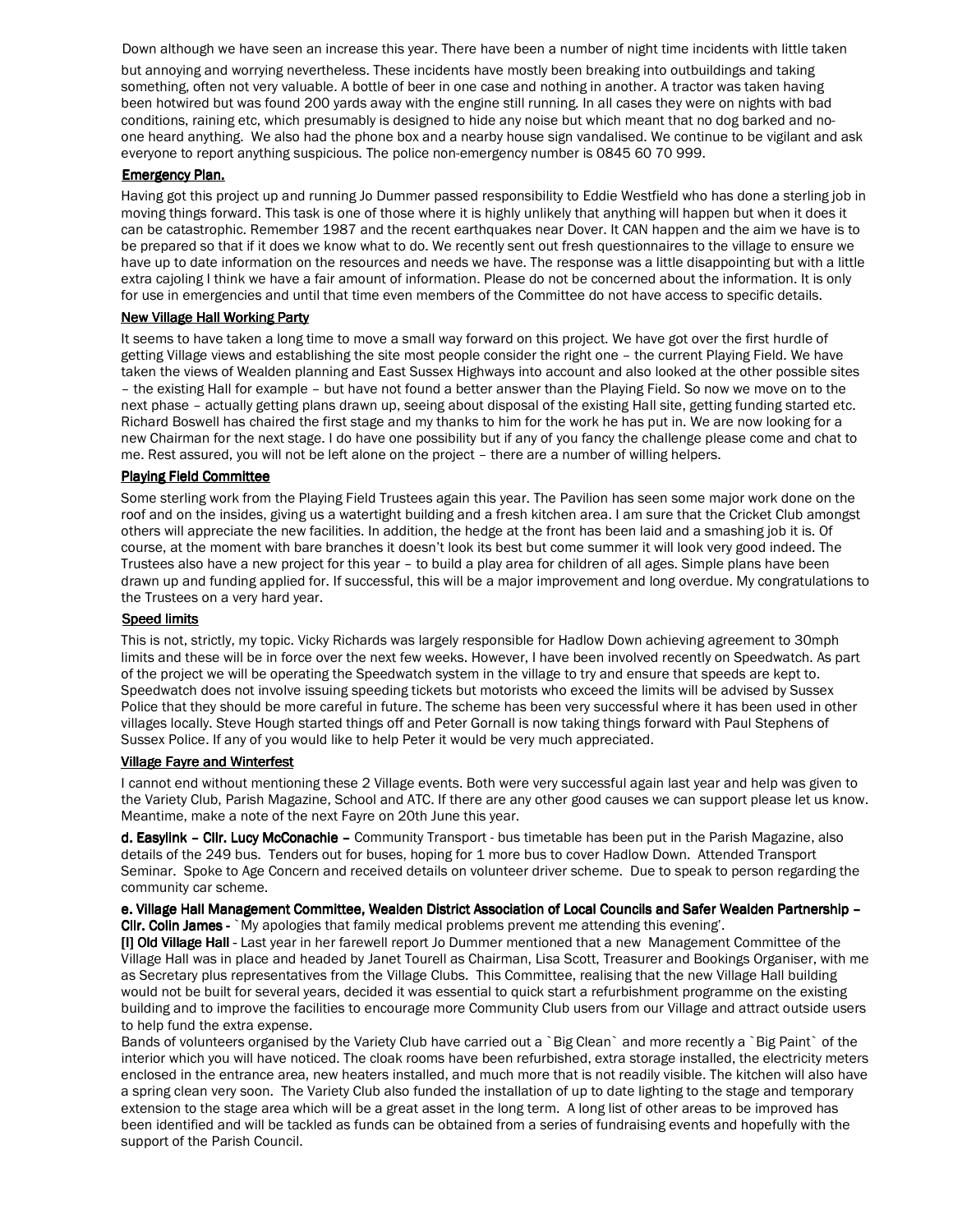Down although we have seen an increase this year. There have been a number of night time incidents with little taken but annoying and worrying nevertheless. These incidents have mostly been breaking into outbuildings and taking something, often not very valuable. A bottle of beer in one case and nothing in another. A tractor was taken having been hotwired but was found 200 yards away with the engine still running. In all cases they were on nights with bad conditions, raining etc, which presumably is designed to hide any noise but which meant that no dog barked and no-one heard anything. We also had the phone box and a nearby house sign vandalised. We continue to be vigilant and ask everyone to report anything suspicious. The police non-emergency number is 0845 60 70 999.

**Emergency Plan.**

Having got this project up and running Jo Dummer passed responsibility to Eddie Westfield who has done a sterling job in moving things forward. This task is one of those where it is highly unlikely that anything will happen but when it does it can be catastrophic. Remember 1987 and the recent earthquakes near Dover. It CAN happen and the aim we have is to be prepared so that if it does we know what to do. We recently sent out fresh questionnaires to the village to ensure we have up to date information on the resources and needs we have. The response was a little disappointing but with a little extra cajoling I think we have a fair amount of information. Please do not be concerned about the information. It is only for use in emergencies and until that time even members of the Committee do not have access to specific details.

**New Village Hall Working Party**

It seems to have taken a long time to move a small way forward on this project. We have got over the first hurdle of getting Village views and establishing the site most people consider the right one – the current Playing Field. We have taken the views of Wealden planning and East Sussex Highways into account and also looked at the other possible sites – the existing Hall for example – but have not found a better answer than the Playing Field. So now we move on to the next phase – actually getting plans drawn up, seeing about disposal of the existing Hall site, getting funding started etc. Richard Boswell has chaired the first stage and my thanks to him for the work he has put in. We are now looking for a new Chairman for the next stage. I do have one possibility but if any of you fancy the challenge please come and chat to me. Rest assured, you will not be left alone on the project – there are a number of willing helpers.

**Playing Field Committee**

Some sterling work from the Playing Field Trustees again this year. The Pavilion has seen some major work done on the roof and on the insides, giving us a watertight building and a fresh kitchen area. I am sure that the Cricket Club amongst others will appreciate the new facilities. In addition, the hedge at the front has been laid and a smashing job it is. Of course, at the moment with bare branches it doesn't look its best but come summer it will look very good indeed. The Trustees also have a new project for this year – to build a play area for children of all ages. Simple plans have been drawn up and funding applied for. If successful, this will be a major improvement and long overdue. My congratulations to the Trustees on a very hard year.

**Speed limits**

This is not, strictly, my topic. Vicky Richards was largely responsible for Hadlow Down achieving agreement to 30mph limits and these will be in force over the next few weeks. However, I have been involved recently on Speedwatch. As part of the project we will be operating the Speedwatch system in the village to try and ensure that speeds are kept to. Speedwatch does not involve issuing speeding tickets but motorists who exceed the limits will be advised by Sussex Police that they should be more careful in future. The scheme has been very successful where it has been used in other villages locally. Steve Hough started things off and Peter Gornall is now taking things forward with Paul Stephens of Sussex Police. If any of you would like to help Peter it would be very much appreciated.

**Village Fayre and Winterfest**

I cannot end without mentioning these 2 Village events. Both were very successful again last year and help was given to the Variety Club, Parish Magazine, School and ATC. If there are any other good causes we can support please let us know. Meantime, make a note of the next Fayre on 20th June this year.

**d. Easylink – Cllr. Lucy McConachie –** Community Transport - bus timetable has been put in the Parish Magazine, also details of the 249 bus. Tenders out for buses, hoping for 1 more bus to cover Hadlow Down. Attended Transport Seminar. Spoke to Age Concern and received details on volunteer driver scheme. Due to speak to person regarding the community car scheme.

**e. Village Hall Management Committee, Wealden District Association of Local Councils and Safer Wealden Partnership – Cllr. Colin James -** `My apologies that family medical problems prevent me attending this evening'.

**[I] Old Village Hall** - Last year in her farewell report Jo Dummer mentioned that a new Management Committee of the Village Hall was in place and headed by Janet Tourell as Chairman, Lisa Scott, Treasurer and Bookings Organiser, with me as Secretary plus representatives from the Village Clubs. This Committee, realising that the new Village Hall building would not be built for several years, decided it was essential to quick start a refurbishment programme on the existing building and to improve the facilities to encourage more Community Club users from our Village and attract outside users to help fund the extra expense.

Bands of volunteers organised by the Variety Club have carried out a `Big Clean` and more recently a `Big Paint` of the interior which you will have noticed. The cloak rooms have been refurbished, extra storage installed, the electricity meters enclosed in the entrance area, new heaters installed, and much more that is not readily visible. The kitchen will also have a spring clean very soon. The Variety Club also funded the installation of up to date lighting to the stage and temporary extension to the stage area which will be a great asset in the long term. A long list of other areas to be improved has been identified and will be tackled as funds can be obtained from a series of fundraising events and hopefully with the support of the Parish Council.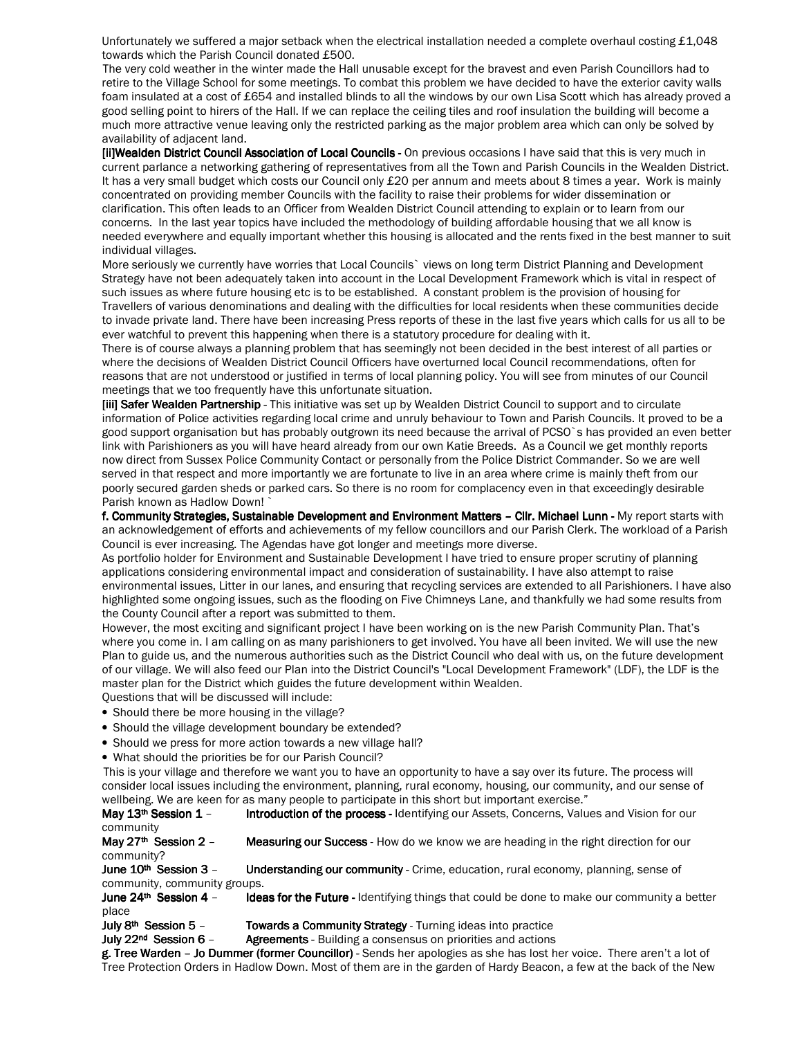Unfortunately we suffered a major setback when the electrical installation needed a complete overhaul costing £1,048 towards which the Parish Council donated £500.

The very cold weather in the winter made the Hall unusable except for the bravest and even Parish Councillors had to retire to the Village School for some meetings. To combat this problem we have decided to have the exterior cavity walls foam insulated at a cost of £654 and installed blinds to all the windows by our own Lisa Scott which has already proved a good selling point to hirers of the Hall. If we can replace the ceiling tiles and roof insulation the building will become a much more attractive venue leaving only the restricted parking as the major problem area which can only be solved by availability of adjacent land.

**[ii]Wealden District Council Association of Local Councils -** On previous occasions I have said that this is very much in current parlance a networking gathering of representatives from all the Town and Parish Councils in the Wealden District. It has a very small budget which costs our Council only £20 per annum and meets about 8 times a year. Work is mainly concentrated on providing member Councils with the facility to raise their problems for wider dissemination or clarification. This often leads to an Officer from Wealden District Council attending to explain or to learn from our concerns. In the last year topics have included the methodology of building affordable housing that we all know is needed everywhere and equally important whether this housing is allocated and the rents fixed in the best manner to suit individual villages.

More seriously we currently have worries that Local Councils` views on long term District Planning and Development Strategy have not been adequately taken into account in the Local Development Framework which is vital in respect of such issues as where future housing etc is to be established. A constant problem is the provision of housing for Travellers of various denominations and dealing with the difficulties for local residents when these communities decide to invade private land. There have been increasing Press reports of these in the last five years which calls for us all to be ever watchful to prevent this happening when there is a statutory procedure for dealing with it.

There is of course always a planning problem that has seemingly not been decided in the best interest of all parties or where the decisions of Wealden District Council Officers have overturned local Council recommendations, often for reasons that are not understood or justified in terms of local planning policy. You will see from minutes of our Council meetings that we too frequently have this unfortunate situation.

**[iii] Safer Wealden Partnership** - This initiative was set up by Wealden District Council to support and to circulate information of Police activities regarding local crime and unruly behaviour to Town and Parish Councils. It proved to be a good support organisation but has probably outgrown its need because the arrival of PCSO`s has provided an even better link with Parishioners as you will have heard already from our own Katie Breeds. As a Council we get monthly reports now direct from Sussex Police Community Contact or personally from the Police District Commander. So we are well served in that respect and more importantly we are fortunate to live in an area where crime is mainly theft from our poorly secured garden sheds or parked cars. So there is no room for complacency even in that exceedingly desirable Parish known as Hadlow Down! `

**f. Community Strategies, Sustainable Development and Environment Matters – Cllr. Michael Lunn -** My report starts with an acknowledgement of efforts and achievements of my fellow councillors and our Parish Clerk. The workload of a Parish Council is ever increasing. The Agendas have got longer and meetings more diverse.

As portfolio holder for Environment and Sustainable Development I have tried to ensure proper scrutiny of planning applications considering environmental impact and consideration of sustainability. I have also attempt to raise environmental issues, Litter in our lanes, and ensuring that recycling services are extended to all Parishioners. I have also highlighted some ongoing issues, such as the flooding on Five Chimneys Lane, and thankfully we had some results from the County Council after a report was submitted to them.

However, the most exciting and significant project I have been working on is the new Parish Community Plan. That's where you come in. I am calling on as many parishioners to get involved. You have all been invited. We will use the new Plan to guide us, and the numerous authorities such as the District Council who deal with us, on the future development of our village. We will also feed our Plan into the District Council's "Local Development Framework" (LDF), the LDF is the master plan for the District which guides the future development within Wealden.

Questions that will be discussed will include:

- Should there be more housing in the village?
- Should the village development boundary be extended?
- Should we press for more action towards a new village hall?
- What should the priorities be for our Parish Council?

This is your village and therefore we want you to have an opportunity to have a say over its future. The process will consider local issues including the environment, planning, rural economy, housing, our community, and our sense of wellbeing. We are keen for as many people to participate in this short but important exercise."

**May 13th Session 1 –** **Introduction of the process -** Identifying our Assets, Concerns, Values and Vision for our community

**May 27th Session 2 –** **Measuring our Success** - How do we know we are heading in the right direction for our community?

**June 10th Session 3 –** **Understanding our community** - Crime, education, rural economy, planning, sense of community, community groups.

**June 24th Session 4 –** **Ideas for the Future -** Identifying things that could be done to make our community a better place

**July 8th Session 5 –** **Towards a Community Strategy** - Turning ideas into practice

**July 22nd Session 6 –** **Agreements** - Building a consensus on priorities and actions

**g. Tree Warden – Jo Dummer (former Councillor)** - Sends her apologies as she has lost her voice. There aren't a lot of Tree Protection Orders in Hadlow Down. Most of them are in the garden of Hardy Beacon, a few at the back of the New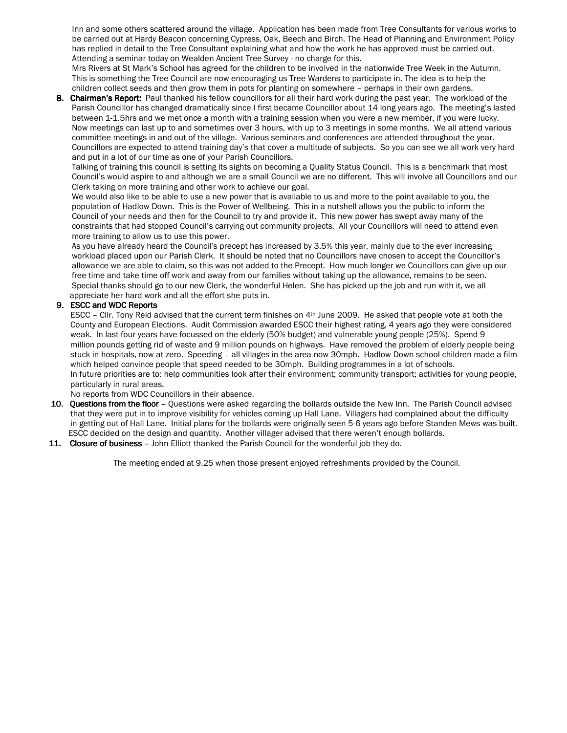Inn and some others scattered around the village. Application has been made from Tree Consultants for various works to be carried out at Hardy Beacon concerning Cypress, Oak, Beech and Birch. The Head of Planning and Environment Policy has replied in detail to the Tree Consultant explaining what and how the work he has approved must be carried out. Attending a seminar today on Wealden Ancient Tree Survey - no charge for this.

Mrs Rivers at St Mark's School has agreed for the children to be involved in the nationwide Tree Week in the Autumn. This is something the Tree Council are now encouraging us Tree Wardens to participate in. The idea is to help the children collect seeds and then grow them in pots for planting on somewhere – perhaps in their own gardens.

8. **Chairman's Report:** Paul thanked his fellow councillors for all their hard work during the past year. The workload of the Parish Councillor has changed dramatically since I first became Councillor about 14 long years ago. The meeting's lasted between 1-1.5hrs and we met once a month with a training session when you were a new member, if you were lucky. Now meetings can last up to and sometimes over 3 hours, with up to 3 meetings in some months. We all attend various committee meetings in and out of the village. Various seminars and conferences are attended throughout the year. Councillors are expected to attend training day's that cover a multitude of subjects. So you can see we all work very hard and put in a lot of our time as one of your Parish Councillors.

   Talking of training this council is setting its sights on becoming a Quality Status Council. This is a benchmark that most Council's would aspire to and although we are a small Council we are no different. This will involve all Councillors and our Clerk taking on more training and other work to achieve our goal.

   We would also like to be able to use a new power that is available to us and more to the point available to you, the population of Hadlow Down. This is the Power of Wellbeing. This in a nutshell allows you the public to inform the Council of your needs and then for the Council to try and provide it. This new power has swept away many of the constraints that had stopped Council's carrying out community projects. All your Councillors will need to attend even more training to allow us to use this power.

   As you have already heard the Council's precept has increased by 3.5% this year, mainly due to the ever increasing workload placed upon our Parish Clerk. It should be noted that no Councillors have chosen to accept the Councillor's allowance we are able to claim, so this was not added to the Precept. How much longer we Councillors can give up our free time and take time off work and away from our families without taking up the allowance, remains to be seen. Special thanks should go to our new Clerk, the wonderful Helen. She has picked up the job and run with it, we all appreciate her hard work and all the effort she puts in.

9. **ESCC and WDC Reports**

   ESCC – Cllr. Tony Reid advised that the current term finishes on 4th June 2009. He asked that people vote at both the County and European Elections. Audit Commission awarded ESCC their highest rating, 4 years ago they were considered weak. In last four years have focussed on the elderly (50% budget) and vulnerable young people (25%). Spend 9 million pounds getting rid of waste and 9 million pounds on highways. Have removed the problem of elderly people being stuck in hospitals, now at zero. Speeding – all villages in the area now 30mph. Hadlow Down school children made a film which helped convince people that speed needed to be 30mph. Building programmes in a lot of schools.

   In future priorities are to: help communities look after their environment; community transport; activities for young people, particularly in rural areas.

   No reports from WDC Councillors in their absence.

10. **Questions from the floor** – Questions were asked regarding the bollards outside the New Inn. The Parish Council advised that they were put in to improve visibility for vehicles coming up Hall Lane. Villagers had complained about the difficulty in getting out of Hall Lane. Initial plans for the bollards were originally seen 5-6 years ago before Standen Mews was built. ESCC decided on the design and quantity. Another villager advised that there weren't enough bollards.

11. **Closure of business** – John Elliott thanked the Parish Council for the wonderful job they do.

The meeting ended at 9.25 when those present enjoyed refreshments provided by the Council.